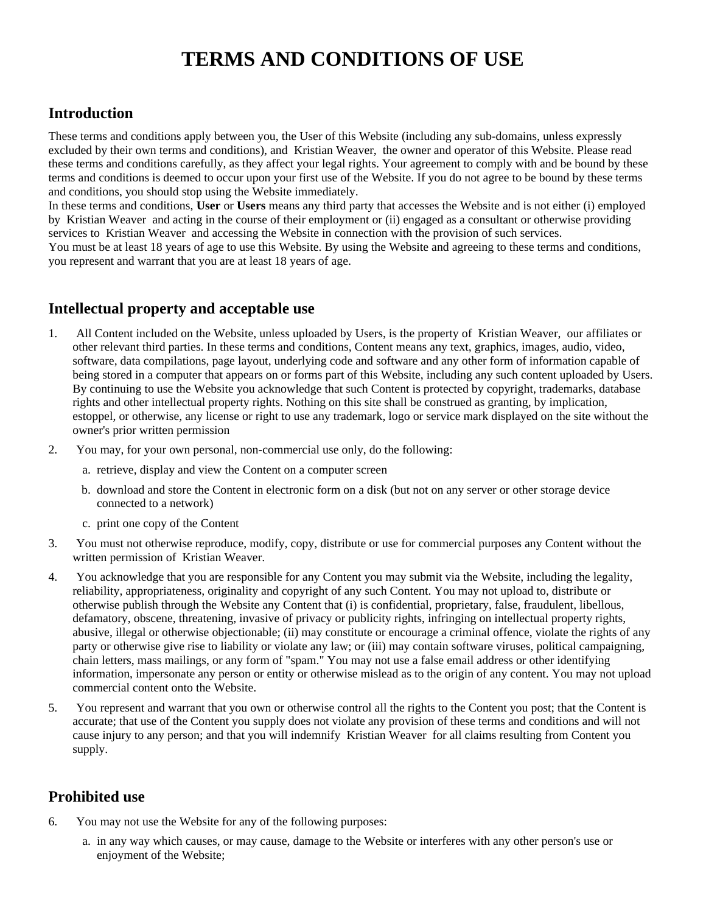# TERMS AND CONDITIONS OF USE

## Introduction

These terms and conditions apply between you, the User of this Website (including any sub-domains, unless expressly excluded by their own terms and conditions), and Kristian Weaver, the owner and operator of this Website. Please read these terms and conditions carefully, as they affect your legal rights. Your agreement to comply with and be bound by these terms and conditions is deemed to occur upon your first use of the Website. If you do not agree to be bound by these terms and conditions, you should stop using the Website immediately.

In these terms and conditions, **User** or **Users** means any third party that accesses the Website and is not either (i) employed by Kristian Weaver and acting in the course of their employment or (ii) engaged as a consultant or otherwise providing services to Kristian Weaver and accessing the Website in connection with the provision of such services.

You must be at least 18 years of age to use this Website. By using the Website and agreeing to these terms and conditions, you represent and warrant that you are at least 18 years of age.

## Intellectual property and acceptable use

1. All Content included on the Website, unless uploaded by Users, is the property of Kristian Weaver, our affiliates or other relevant third parties. In these terms and conditions, Content means any text, graphics, images, audio, video, software, data compilations, page layout, underlying code and software and any other form of information capable of being stored in a computer that appears on or forms part of this Website, including any such content uploaded by Users. By continuing to use the Website you acknowledge that such Content is protected by copyright, trademarks, database rights and other intellectual property rights. Nothing on this site shall be construed as granting, by implication, estoppel, or otherwise, any license or right to use any trademark, logo or service mark displayed on the site without the owner's prior written permission
2. You may, for your own personal, non-commercial use only, do the following:
   a. retrieve, display and view the Content on a computer screen
   b. download and store the Content in electronic form on a disk (but not on any server or other storage device connected to a network)
   c. print one copy of the Content
3. You must not otherwise reproduce, modify, copy, distribute or use for commercial purposes any Content without the written permission of Kristian Weaver.
4. You acknowledge that you are responsible for any Content you may submit via the Website, including the legality, reliability, appropriateness, originality and copyright of any such Content. You may not upload to, distribute or otherwise publish through the Website any Content that (i) is confidential, proprietary, false, fraudulent, libellous, defamatory, obscene, threatening, invasive of privacy or publicity rights, infringing on intellectual property rights, abusive, illegal or otherwise objectionable; (ii) may constitute or encourage a criminal offence, violate the rights of any party or otherwise give rise to liability or violate any law; or (iii) may contain software viruses, political campaigning, chain letters, mass mailings, or any form of "spam." You may not use a false email address or other identifying information, impersonate any person or entity or otherwise mislead as to the origin of any content. You may not upload commercial content onto the Website.
5. You represent and warrant that you own or otherwise control all the rights to the Content you post; that the Content is accurate; that use of the Content you supply does not violate any provision of these terms and conditions and will not cause injury to any person; and that you will indemnify Kristian Weaver for all claims resulting from Content you supply.

## Prohibited use

6. You may not use the Website for any of the following purposes:
   a. in any way which causes, or may cause, damage to the Website or interferes with any other person's use or enjoyment of the Website;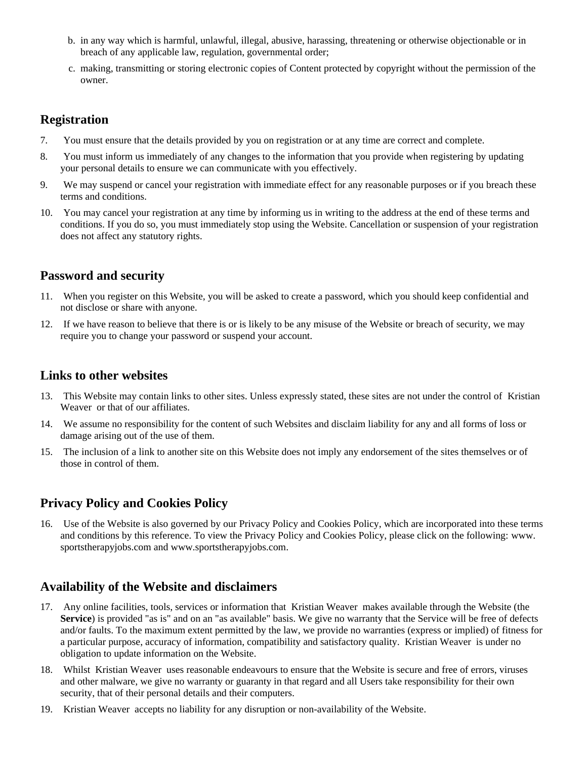b. in any way which is harmful, unlawful, illegal, abusive, harassing, threatening or otherwise objectionable or in breach of any applicable law, regulation, governmental order;
c. making, transmitting or storing electronic copies of Content protected by copyright without the permission of the owner.

## Registration

7. You must ensure that the details provided by you on registration or at any time are correct and complete.
8. You must inform us immediately of any changes to the information that you provide when registering by updating your personal details to ensure we can communicate with you effectively.
9. We may suspend or cancel your registration with immediate effect for any reasonable purposes or if you breach these terms and conditions.
10. You may cancel your registration at any time by informing us in writing to the address at the end of these terms and conditions. If you do so, you must immediately stop using the Website. Cancellation or suspension of your registration does not affect any statutory rights.

## Password and security

11. When you register on this Website, you will be asked to create a password, which you should keep confidential and not disclose or share with anyone.
12. If we have reason to believe that there is or is likely to be any misuse of the Website or breach of security, we may require you to change your password or suspend your account.

## Links to other websites

13. This Website may contain links to other sites. Unless expressly stated, these sites are not under the control of Kristian Weaver or that of our affiliates.
14. We assume no responsibility for the content of such Websites and disclaim liability for any and all forms of loss or damage arising out of the use of them.
15. The inclusion of a link to another site on this Website does not imply any endorsement of the sites themselves or of those in control of them.

## Privacy Policy and Cookies Policy

16. Use of the Website is also governed by our Privacy Policy and Cookies Policy, which are incorporated into these terms and conditions by this reference. To view the Privacy Policy and Cookies Policy, please click on the following: www.sportstherapyjobs.com and www.sportstherapyjobs.com.

## Availability of the Website and disclaimers

17. Any online facilities, tools, services or information that Kristian Weaver makes available through the Website (the **Service**) is provided "as is" and on an "as available" basis. We give no warranty that the Service will be free of defects and/or faults. To the maximum extent permitted by the law, we provide no warranties (express or implied) of fitness for a particular purpose, accuracy of information, compatibility and satisfactory quality. Kristian Weaver is under no obligation to update information on the Website.
18. Whilst Kristian Weaver uses reasonable endeavours to ensure that the Website is secure and free of errors, viruses and other malware, we give no warranty or guaranty in that regard and all Users take responsibility for their own security, that of their personal details and their computers.
19. Kristian Weaver accepts no liability for any disruption or non-availability of the Website.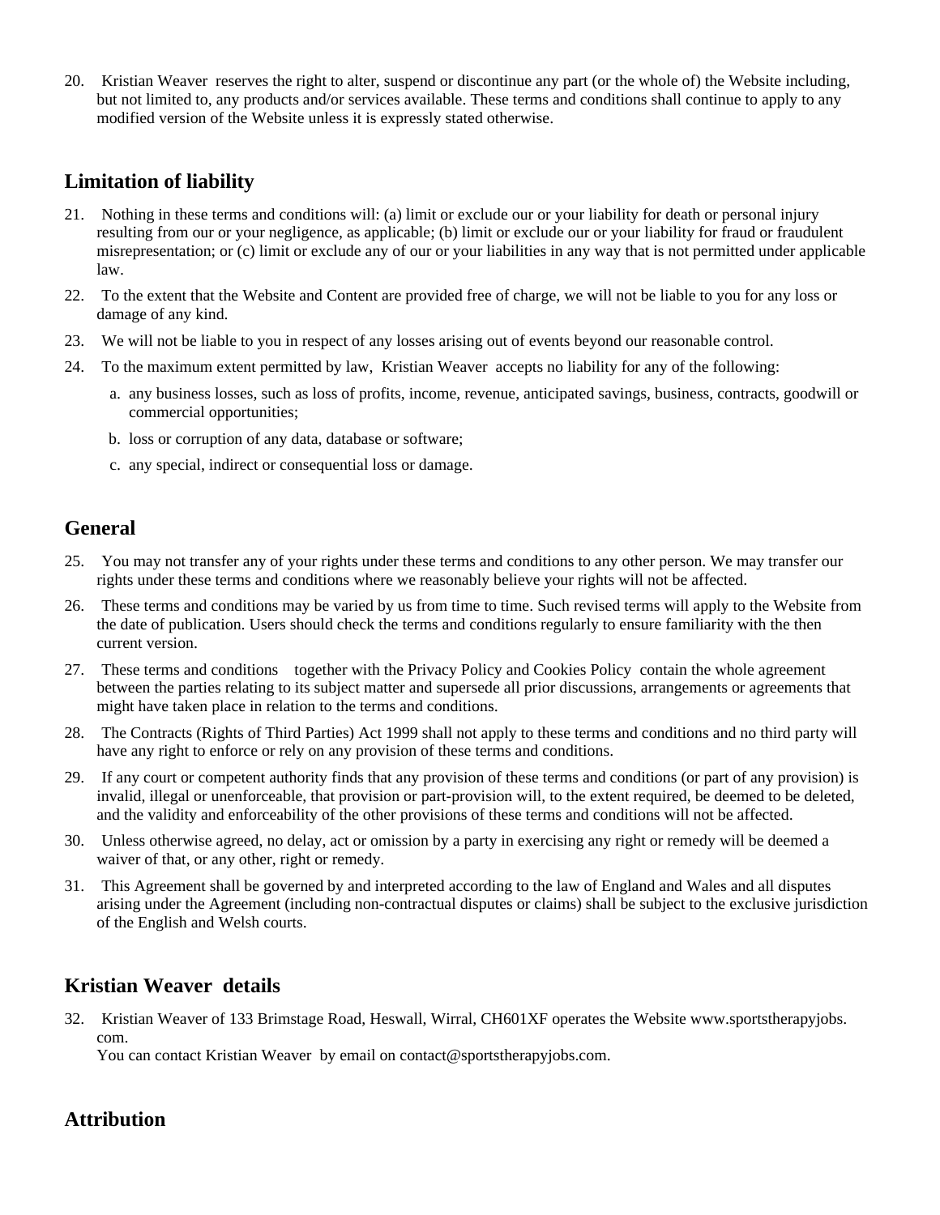20. Kristian Weaver reserves the right to alter, suspend or discontinue any part (or the whole of) the Website including, but not limited to, any products and/or services available. These terms and conditions shall continue to apply to any modified version of the Website unless it is expressly stated otherwise.

## Limitation of liability

21. Nothing in these terms and conditions will: (a) limit or exclude our or your liability for death or personal injury resulting from our or your negligence, as applicable; (b) limit or exclude our or your liability for fraud or fraudulent misrepresentation; or (c) limit or exclude any of our or your liabilities in any way that is not permitted under applicable law.
22. To the extent that the Website and Content are provided free of charge, we will not be liable to you for any loss or damage of any kind.
23. We will not be liable to you in respect of any losses arising out of events beyond our reasonable control.
24. To the maximum extent permitted by law, Kristian Weaver accepts no liability for any of the following:
    a. any business losses, such as loss of profits, income, revenue, anticipated savings, business, contracts, goodwill or commercial opportunities;
    b. loss or corruption of any data, database or software;
    c. any special, indirect or consequential loss or damage.

## General

25. You may not transfer any of your rights under these terms and conditions to any other person. We may transfer our rights under these terms and conditions where we reasonably believe your rights will not be affected.
26. These terms and conditions may be varied by us from time to time. Such revised terms will apply to the Website from the date of publication. Users should check the terms and conditions regularly to ensure familiarity with the then current version.
27. These terms and conditions together with the Privacy Policy and Cookies Policy contain the whole agreement between the parties relating to its subject matter and supersede all prior discussions, arrangements or agreements that might have taken place in relation to the terms and conditions.
28. The Contracts (Rights of Third Parties) Act 1999 shall not apply to these terms and conditions and no third party will have any right to enforce or rely on any provision of these terms and conditions.
29. If any court or competent authority finds that any provision of these terms and conditions (or part of any provision) is invalid, illegal or unenforceable, that provision or part-provision will, to the extent required, be deemed to be deleted, and the validity and enforceability of the other provisions of these terms and conditions will not be affected.
30. Unless otherwise agreed, no delay, act or omission by a party in exercising any right or remedy will be deemed a waiver of that, or any other, right or remedy.
31. This Agreement shall be governed by and interpreted according to the law of England and Wales and all disputes arising under the Agreement (including non-contractual disputes or claims) shall be subject to the exclusive jurisdiction of the English and Welsh courts.

## Kristian Weaver details

32. Kristian Weaver of 133 Brimstage Road, Heswall, Wirral, CH601XF operates the Website www.sportstherapyjobs.com.
    You can contact Kristian Weaver by email on contact@sportstherapyjobs.com.

## Attribution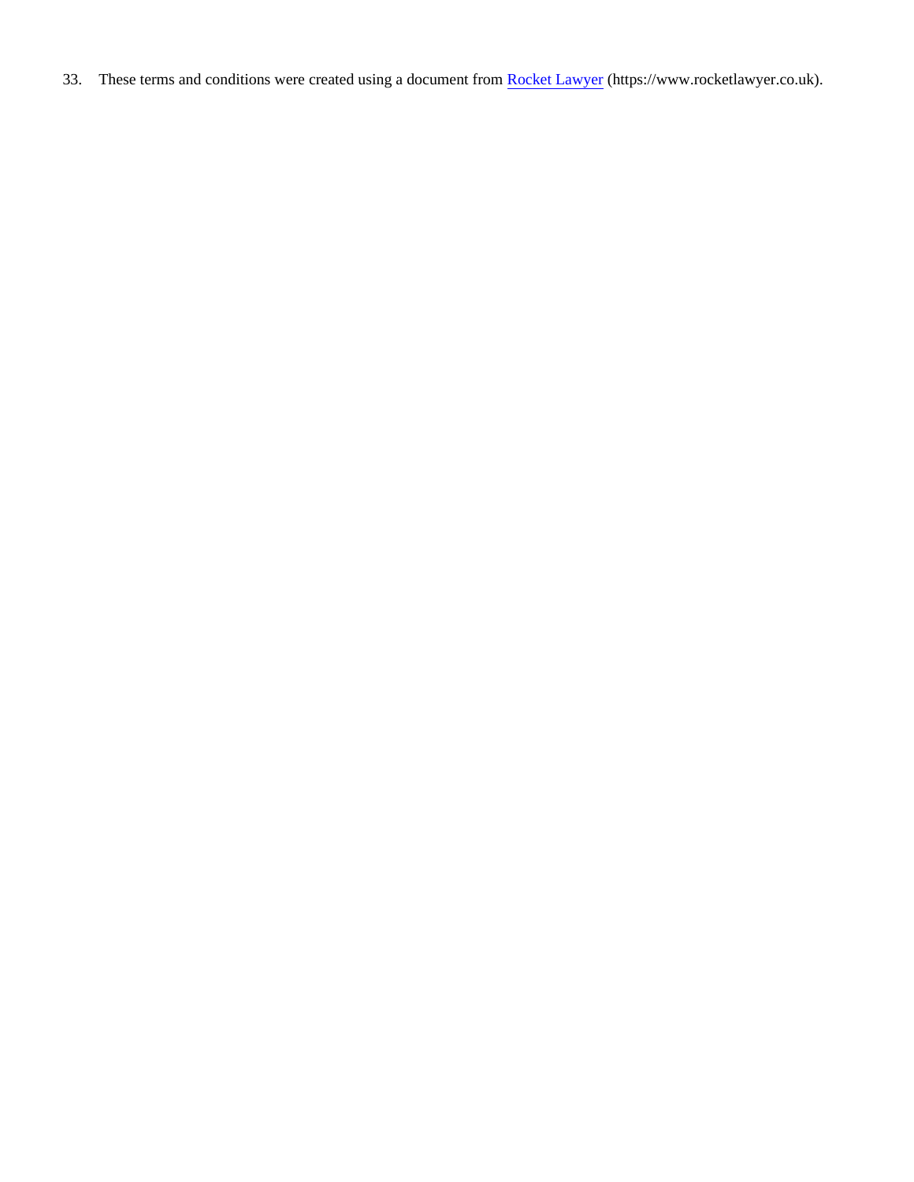33. These terms and conditions were created using a document from [Rocket Lawyer](https://www.rocketlawyer.co.uk) (https://www.rocketlawyer.co.uk).